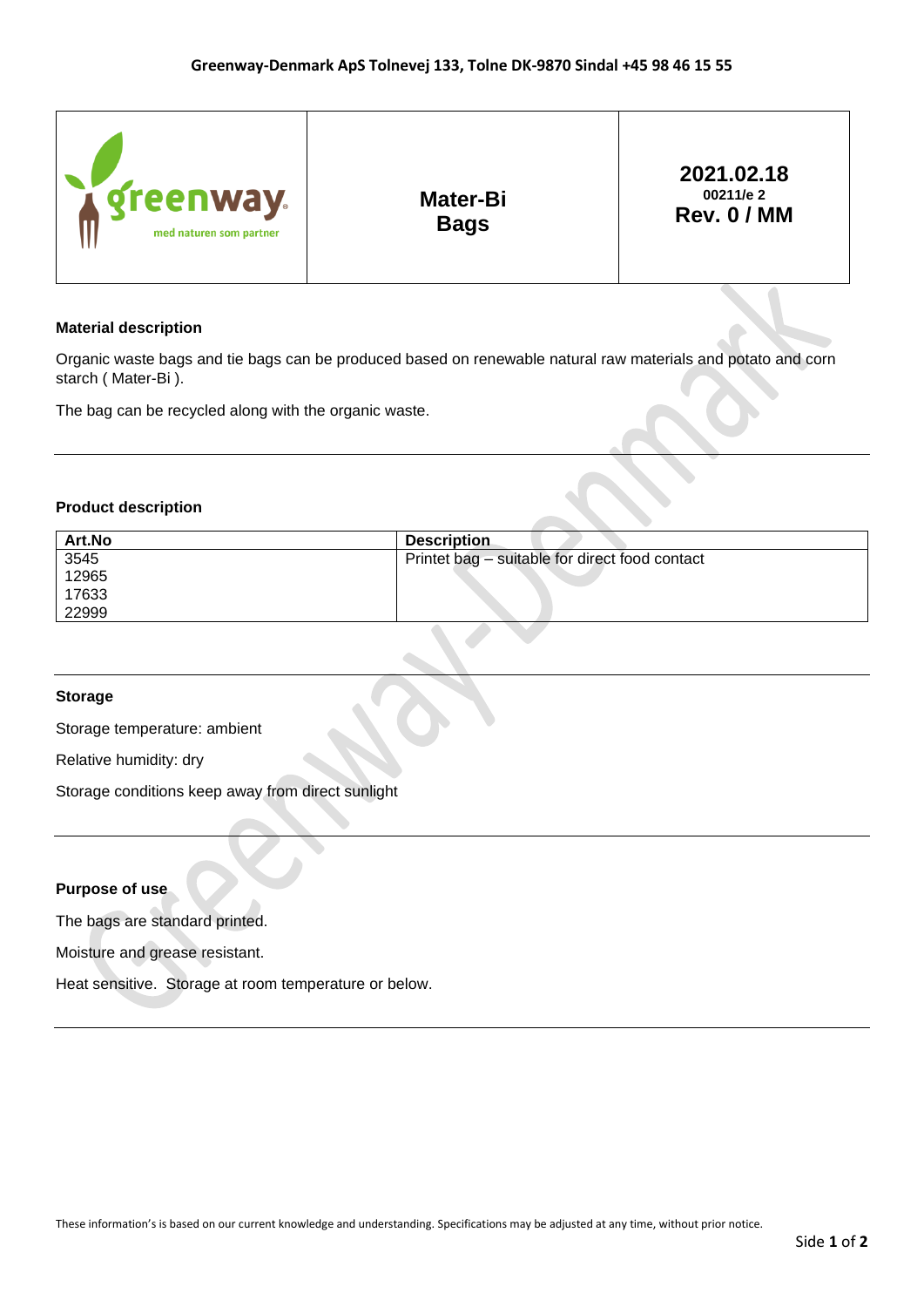Greenway-Denmark ApS Tolnevej 133, Tolne DK-9870 Sindal +45 98 46 15 55

| | | |
|---|---|---|
| greenway med naturen som partner | **Mater-Bi Bags** | **2021.02.18** **00211/e 2** **Rev. 0 / MM** |

**Material description**

Organic waste bags and tie bags can be produced based on renewable natural raw materials and potato and corn starch ( Mater-Bi ).

The bag can be recycled along with the organic waste.

---

**Product description**

| Art.No | Description |
|---|---|
| 3545<br>12965<br>17633<br>22999 | Printet bag – suitable for direct food contact |

---

**Storage**

Storage temperature: ambient

Relative humidity: dry

Storage conditions keep away from direct sunlight

---

**Purpose of use**

The bags are standard printed.

Moisture and grease resistant.

Heat sensitive. Storage at room temperature or below.

---

These information's is based on our current knowledge and understanding. Specifications may be adjusted at any time, without prior notice.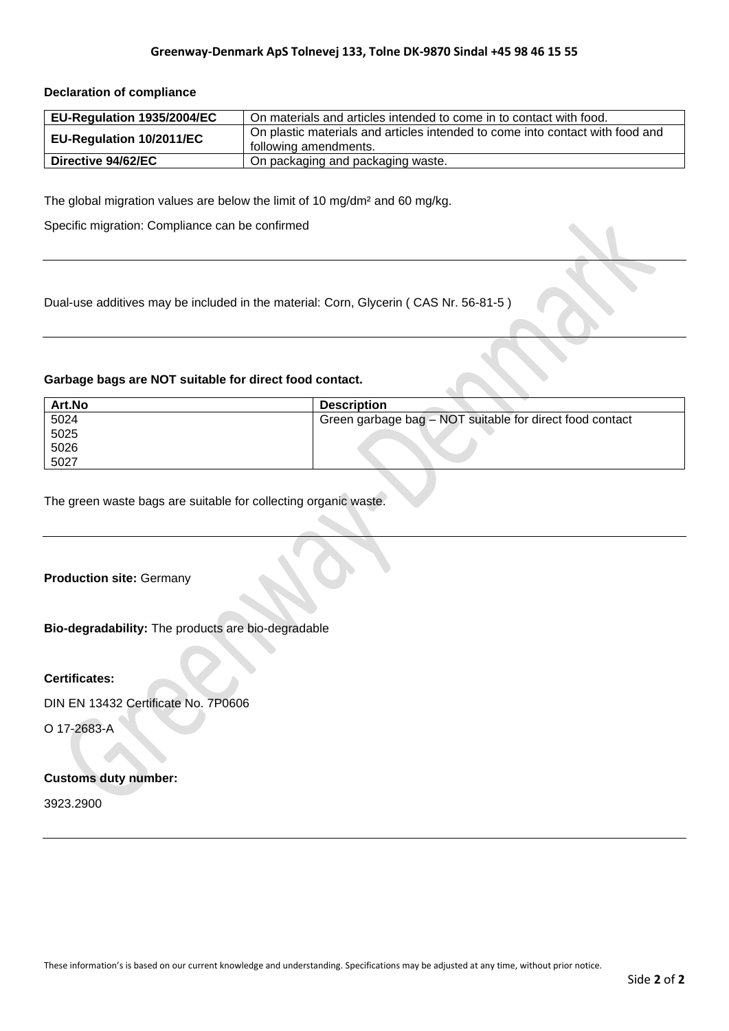**Declaration of compliance**

| | |
|---|---|
| **EU-Regulation 1935/2004/EC** | On materials and articles intended to come in to contact with food. |
| **EU-Regulation 10/2011/EC** | On plastic materials and articles intended to come into contact with food and following amendments. |
| **Directive 94/62/EC** | On packaging and packaging waste. |

The global migration values are below the limit of 10 mg/dm² and 60 mg/kg.

Specific migration: Compliance can be confirmed

---

Dual-use additives may be included in the material: Corn, Glycerin ( CAS Nr. 56-81-5 )

---

**Garbage bags are NOT suitable for direct food contact.**

| Art.No | Description |
|---|---|
| 5024<br>5025<br>5026<br>5027 | Green garbage bag – NOT suitable for direct food contact |

The green waste bags are suitable for collecting organic waste.

---

**Production site:** Germany

**Bio-degradability:** The products are bio-degradable

**Certificates:**

DIN EN 13432 Certificate No. 7P0606

O 17-2683-A

**Customs duty number:**

3923.2900

---

These information's is based on our current knowledge and understanding. Specifications may be adjusted at any time, without prior notice.